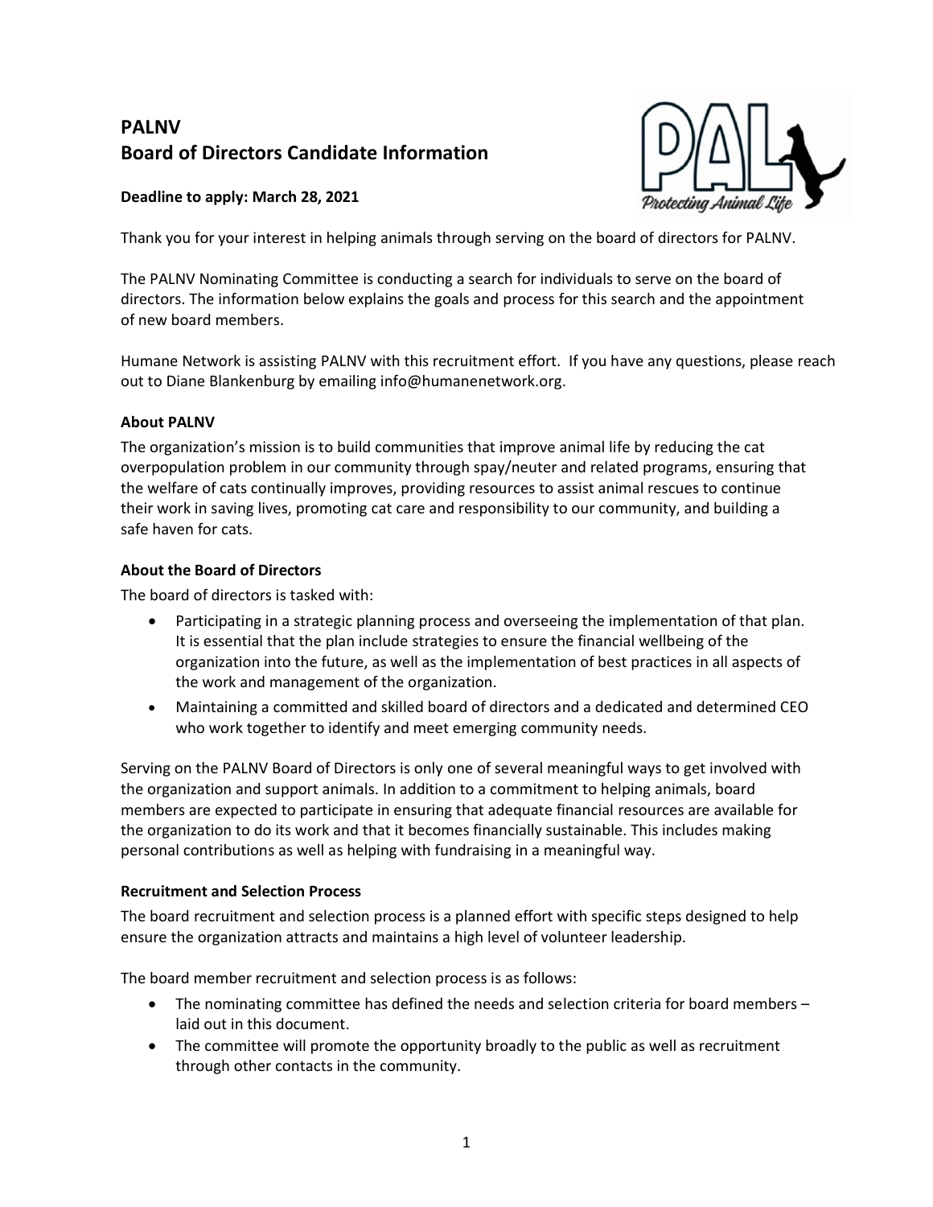# PALNV
# Board of Directors Candidate Information

**Deadline to apply: March 28, 2021**

Thank you for your interest in helping animals through serving on the board of directors for PALNV.

The PALNV Nominating Committee is conducting a search for individuals to serve on the board of directors. The information below explains the goals and process for this search and the appointment of new board members.

Humane Network is assisting PALNV with this recruitment effort. If you have any questions, please reach out to Diane Blankenburg by emailing info@humanenetwork.org.

### About PALNV

The organization's mission is to build communities that improve animal life by reducing the cat overpopulation problem in our community through spay/neuter and related programs, ensuring that the welfare of cats continually improves, providing resources to assist animal rescues to continue their work in saving lives, promoting cat care and responsibility to our community, and building a safe haven for cats.

### About the Board of Directors

The board of directors is tasked with:

- Participating in a strategic planning process and overseeing the implementation of that plan. It is essential that the plan include strategies to ensure the financial wellbeing of the organization into the future, as well as the implementation of best practices in all aspects of the work and management of the organization.
- Maintaining a committed and skilled board of directors and a dedicated and determined CEO who work together to identify and meet emerging community needs.

Serving on the PALNV Board of Directors is only one of several meaningful ways to get involved with the organization and support animals. In addition to a commitment to helping animals, board members are expected to participate in ensuring that adequate financial resources are available for the organization to do its work and that it becomes financially sustainable. This includes making personal contributions as well as helping with fundraising in a meaningful way.

### Recruitment and Selection Process

The board recruitment and selection process is a planned effort with specific steps designed to help ensure the organization attracts and maintains a high level of volunteer leadership.

The board member recruitment and selection process is as follows:

- The nominating committee has defined the needs and selection criteria for board members – laid out in this document.
- The committee will promote the opportunity broadly to the public as well as recruitment through other contacts in the community.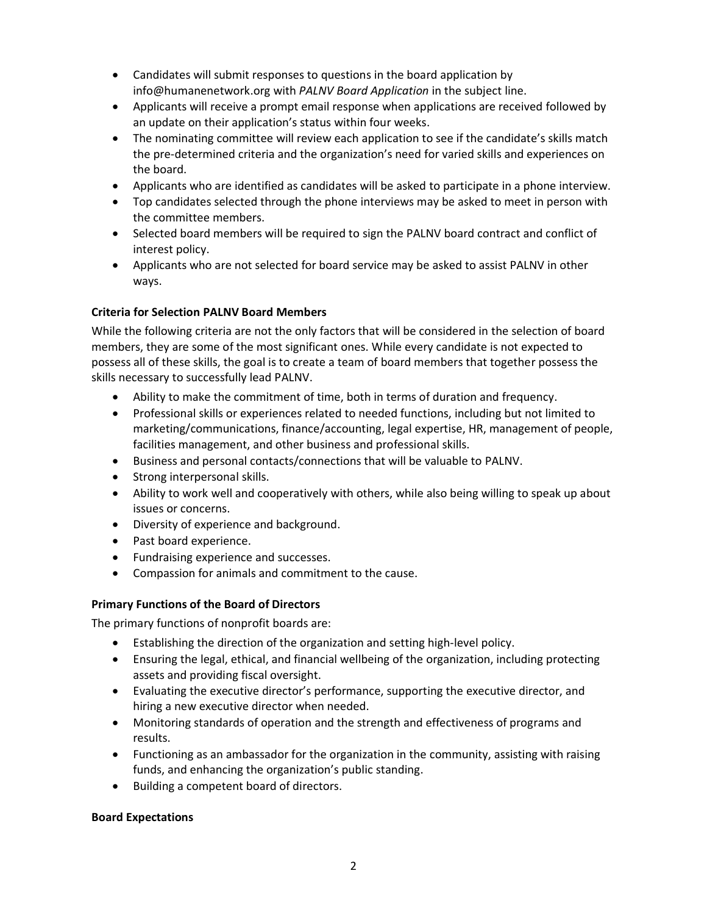- Candidates will submit responses to questions in the board application by info@humanenetwork.org with *PALNV Board Application* in the subject line.
- Applicants will receive a prompt email response when applications are received followed by an update on their application's status within four weeks.
- The nominating committee will review each application to see if the candidate's skills match the pre-determined criteria and the organization's need for varied skills and experiences on the board.
- Applicants who are identified as candidates will be asked to participate in a phone interview.
- Top candidates selected through the phone interviews may be asked to meet in person with the committee members.
- Selected board members will be required to sign the PALNV board contract and conflict of interest policy.
- Applicants who are not selected for board service may be asked to assist PALNV in other ways.

**Criteria for Selection PALNV Board Members**

While the following criteria are not the only factors that will be considered in the selection of board members, they are some of the most significant ones. While every candidate is not expected to possess all of these skills, the goal is to create a team of board members that together possess the skills necessary to successfully lead PALNV.

- Ability to make the commitment of time, both in terms of duration and frequency.
- Professional skills or experiences related to needed functions, including but not limited to marketing/communications, finance/accounting, legal expertise, HR, management of people, facilities management, and other business and professional skills.
- Business and personal contacts/connections that will be valuable to PALNV.
- Strong interpersonal skills.
- Ability to work well and cooperatively with others, while also being willing to speak up about issues or concerns.
- Diversity of experience and background.
- Past board experience.
- Fundraising experience and successes.
- Compassion for animals and commitment to the cause.

**Primary Functions of the Board of Directors**

The primary functions of nonprofit boards are:

- Establishing the direction of the organization and setting high-level policy.
- Ensuring the legal, ethical, and financial wellbeing of the organization, including protecting assets and providing fiscal oversight.
- Evaluating the executive director's performance, supporting the executive director, and hiring a new executive director when needed.
- Monitoring standards of operation and the strength and effectiveness of programs and results.
- Functioning as an ambassador for the organization in the community, assisting with raising funds, and enhancing the organization's public standing.
- Building a competent board of directors.

**Board Expectations**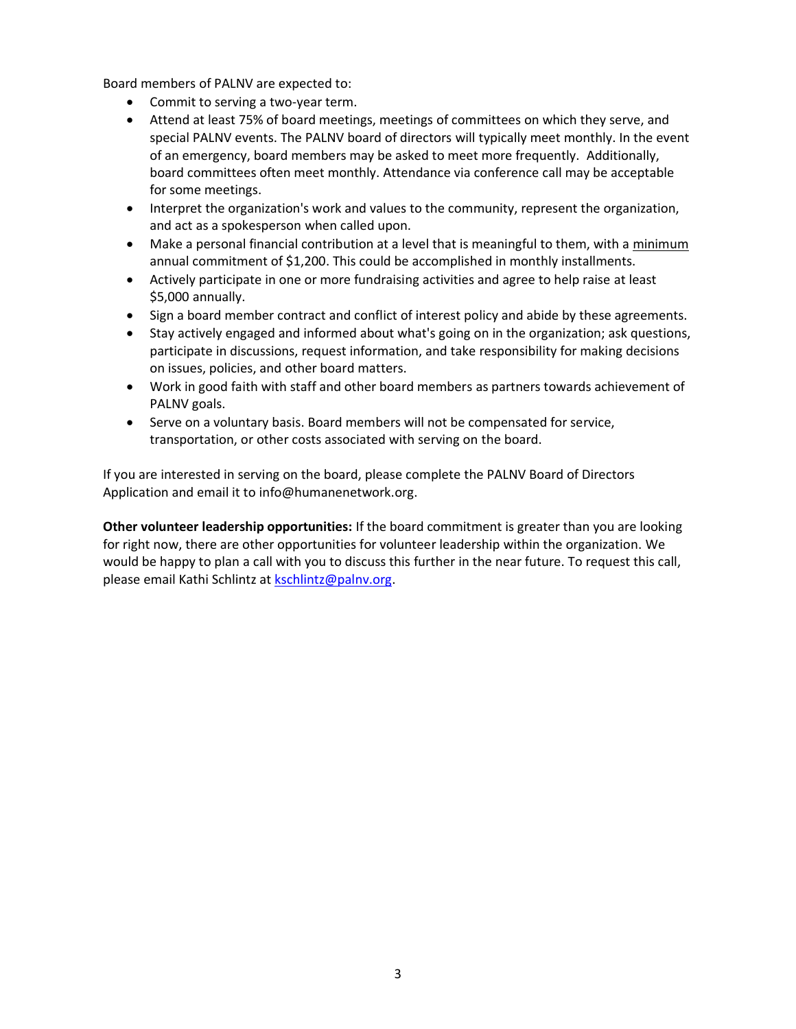Board members of PALNV are expected to:

- Commit to serving a two-year term.
- Attend at least 75% of board meetings, meetings of committees on which they serve, and special PALNV events. The PALNV board of directors will typically meet monthly. In the event of an emergency, board members may be asked to meet more frequently. Additionally, board committees often meet monthly. Attendance via conference call may be acceptable for some meetings.
- Interpret the organization's work and values to the community, represent the organization, and act as a spokesperson when called upon.
- Make a personal financial contribution at a level that is meaningful to them, with a minimum annual commitment of $1,200. This could be accomplished in monthly installments.
- Actively participate in one or more fundraising activities and agree to help raise at least $5,000 annually.
- Sign a board member contract and conflict of interest policy and abide by these agreements.
- Stay actively engaged and informed about what's going on in the organization; ask questions, participate in discussions, request information, and take responsibility for making decisions on issues, policies, and other board matters.
- Work in good faith with staff and other board members as partners towards achievement of PALNV goals.
- Serve on a voluntary basis. Board members will not be compensated for service, transportation, or other costs associated with serving on the board.

If you are interested in serving on the board, please complete the PALNV Board of Directors Application and email it to info@humanenetwork.org.

**Other volunteer leadership opportunities:** If the board commitment is greater than you are looking for right now, there are other opportunities for volunteer leadership within the organization. We would be happy to plan a call with you to discuss this further in the near future. To request this call, please email Kathi Schlintz at kschlintz@palnv.org.